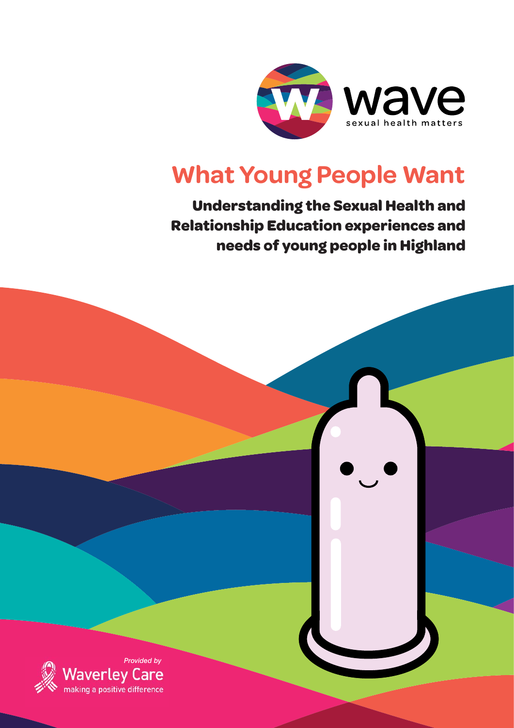wave

sexual health matters

# What Young People Want

## Understanding the Sexual Health and Relationship Education experiences and needs of young people in Highland

*Provided by*

Waverley Care

making a positive difference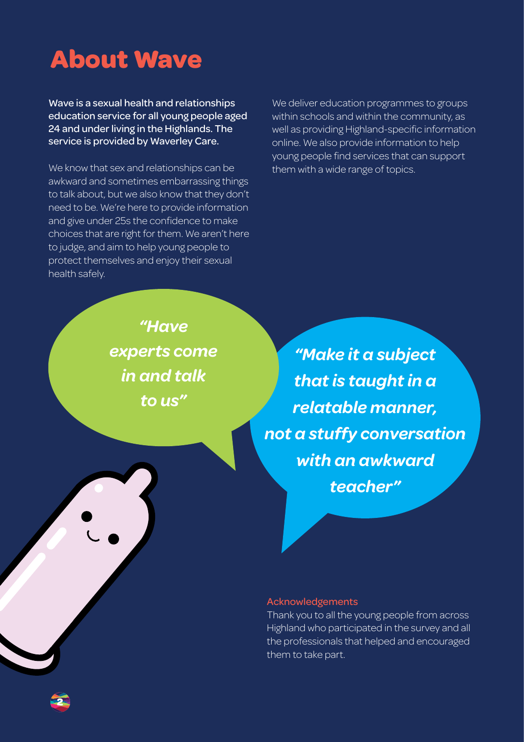# About Wave

**Wave is a sexual health and relationships education service for all young people aged 24 and under living in the Highlands. The service is provided by Waverley Care.**

We know that sex and relationships can be awkward and sometimes embarrassing things to talk about, but we also know that they don't need to be. We're here to provide information and give under 25s the confidence to make choices that are right for them. We aren't here to judge, and aim to help young people to protect themselves and enjoy their sexual health safely.

We deliver education programmes to groups within schools and within the community, as well as providing Highland-specific information online. We also provide information to help young people find services that can support them with a wide range of topics.

***"Have experts come in and talk to us"***

***"Make it a subject that is taught in a relatable manner, not a stuffy conversation with an awkward teacher"***

## Acknowledgements

Thank you to all the young people from across Highland who participated in the survey and all the professionals that helped and encouraged them to take part.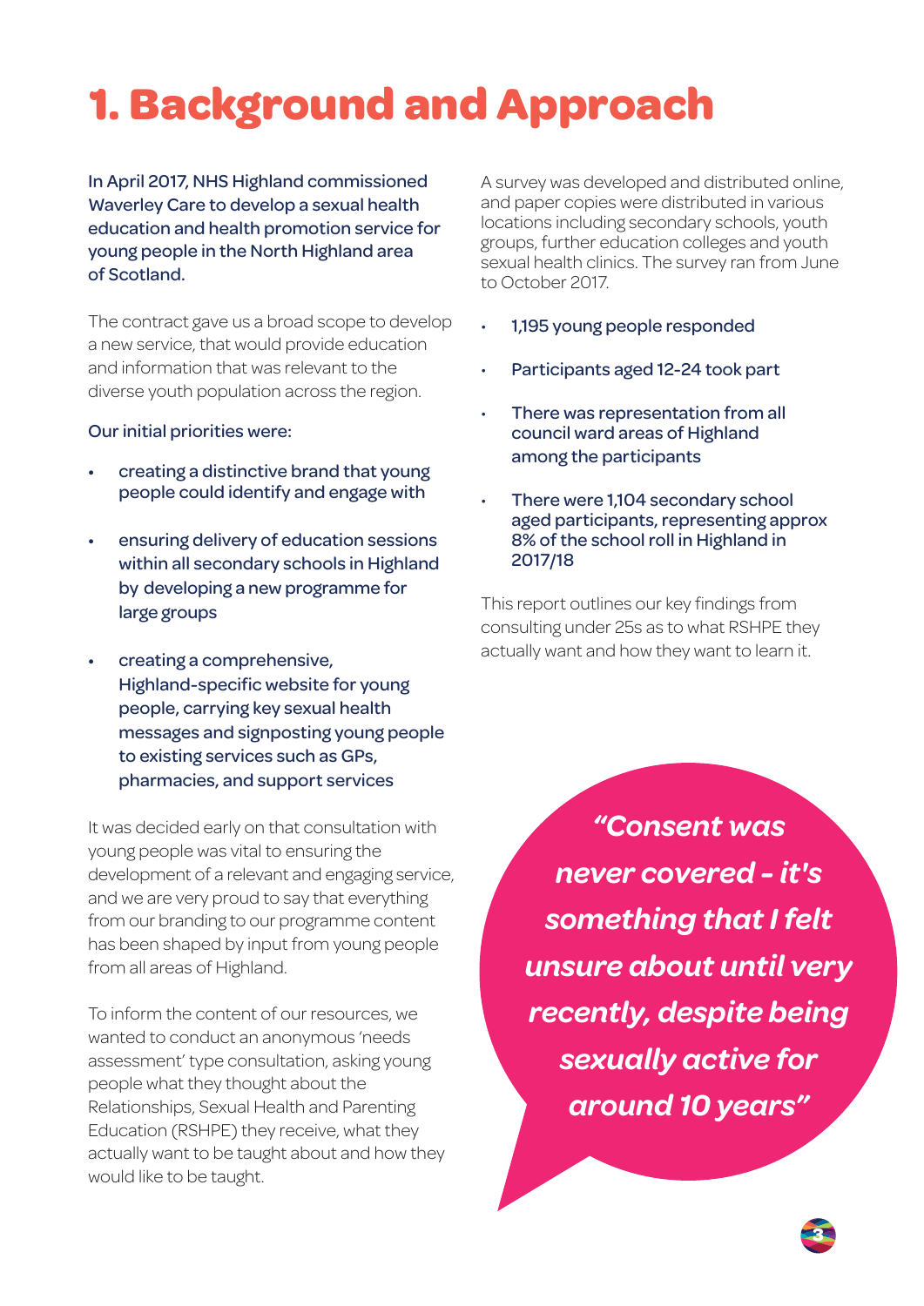# 1. Background and Approach

In April 2017, NHS Highland commissioned Waverley Care to develop a sexual health education and health promotion service for young people in the North Highland area of Scotland.

The contract gave us a broad scope to develop a new service, that would provide education and information that was relevant to the diverse youth population across the region.

Our initial priorities were:

- creating a distinctive brand that young people could identify and engage with
- ensuring delivery of education sessions within all secondary schools in Highland by developing a new programme for large groups
- creating a comprehensive, Highland-specific website for young people, carrying key sexual health messages and signposting young people to existing services such as GPs, pharmacies, and support services

It was decided early on that consultation with young people was vital to ensuring the development of a relevant and engaging service, and we are very proud to say that everything from our branding to our programme content has been shaped by input from young people from all areas of Highland.

To inform the content of our resources, we wanted to conduct an anonymous 'needs assessment' type consultation, asking young people what they thought about the Relationships, Sexual Health and Parenting Education (RSHPE) they receive, what they actually want to be taught about and how they would like to be taught.

A survey was developed and distributed online, and paper copies were distributed in various locations including secondary schools, youth groups, further education colleges and youth sexual health clinics. The survey ran from June to October 2017.

- 1,195 young people responded
- Participants aged 12-24 took part
- There was representation from all council ward areas of Highland among the participants
- There were 1,104 secondary school aged participants, representing approx 8% of the school roll in Highland in 2017/18

This report outlines our key findings from consulting under 25s as to what RSHPE they actually want and how they want to learn it.

> ***"Consent was never covered - it's something that I felt unsure about until very recently, despite being sexually active for around 10 years"***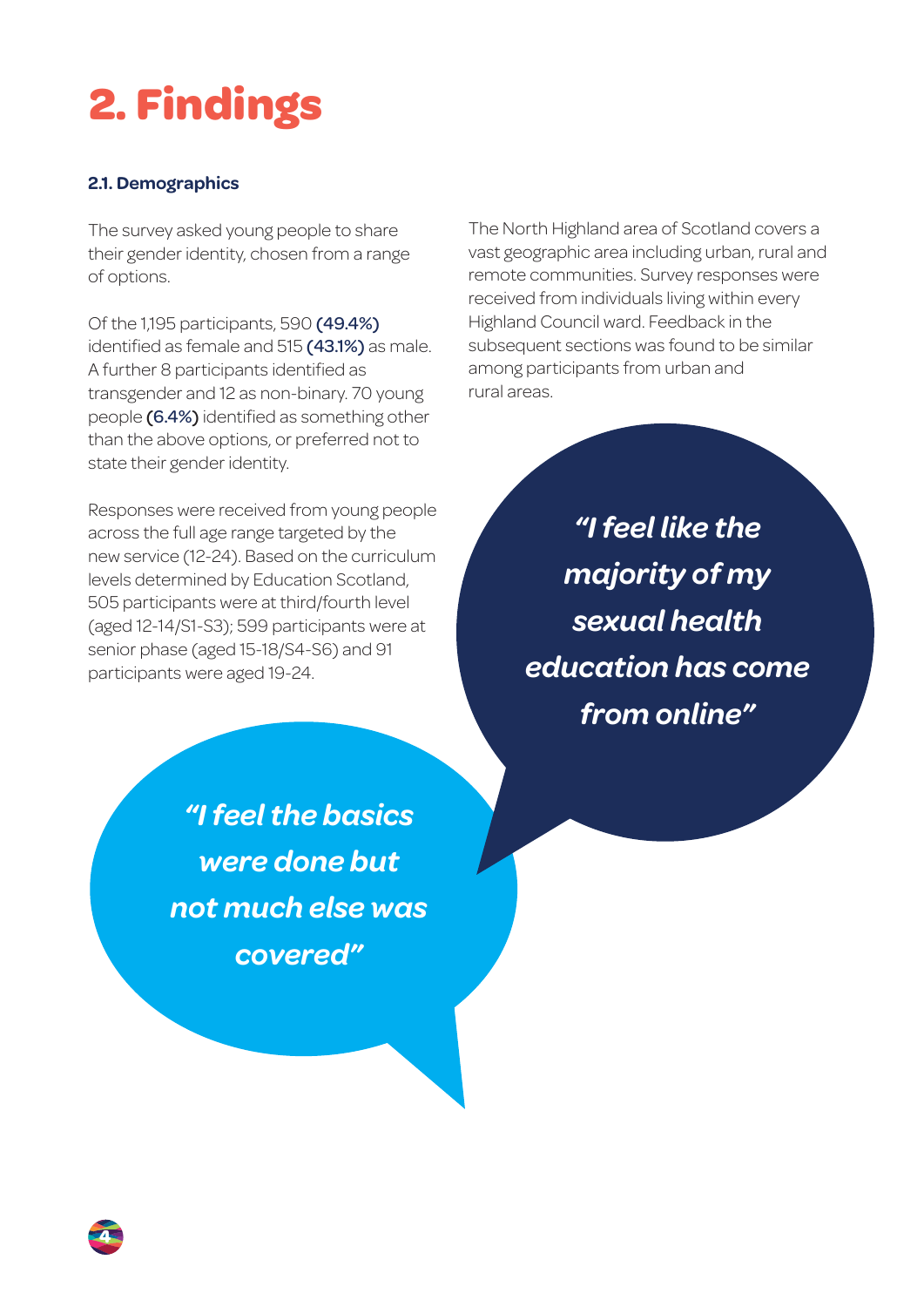# 2. Findings

### 2.1. Demographics

The survey asked young people to share their gender identity, chosen from a range of options.

Of the 1,195 participants, 590 **(49.4%)** identified as female and 515 **(43.1%)** as male. A further 8 participants identified as transgender and 12 as non-binary. 70 young people **(6.4%)** identified as something other than the above options, or preferred not to state their gender identity.

Responses were received from young people across the full age range targeted by the new service (12-24). Based on the curriculum levels determined by Education Scotland, 505 participants were at third/fourth level (aged 12-14/S1-S3); 599 participants were at senior phase (aged 15-18/S4-S6) and 91 participants were aged 19-24.

The North Highland area of Scotland covers a vast geographic area including urban, rural and remote communities. Survey responses were received from individuals living within every Highland Council ward. Feedback in the subsequent sections was found to be similar among participants from urban and rural areas.

***"I feel like the majority of my sexual health education has come from online"***

***"I feel the basics were done but not much else was covered"***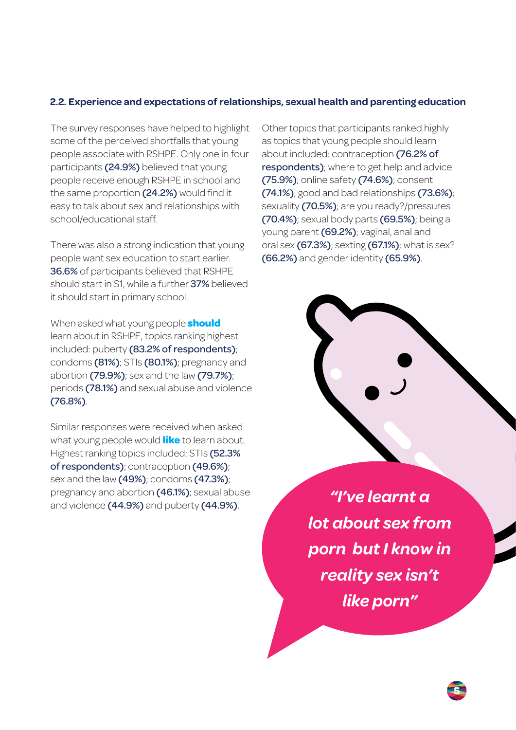## 2.2. Experience and expectations of relationships, sexual health and parenting education

The survey responses have helped to highlight some of the perceived shortfalls that young people associate with RSHPE. Only one in four participants **(24.9%)** believed that young people receive enough RSHPE in school and the same proportion **(24.2%)** would find it easy to talk about sex and relationships with school/educational staff.

There was also a strong indication that young people want sex education to start earlier. **36.6%** of participants believed that RSHPE should start in S1, while a further **37%** believed it should start in primary school.

When asked what young people **should** learn about in RSHPE, topics ranking highest included: puberty **(83.2% of respondents)**; condoms **(81%)**; STIs **(80.1%)**; pregnancy and abortion **(79.9%)**; sex and the law **(79.7%)**; periods **(78.1%)** and sexual abuse and violence **(76.8%)**.

Similar responses were received when asked what young people would **like** to learn about. Highest ranking topics included: STIs **(52.3% of respondents)**; contraception **(49.6%)**; sex and the law **(49%)**; condoms **(47.3%)**; pregnancy and abortion **(46.1%)**; sexual abuse and violence **(44.9%)** and puberty **(44.9%)**.

Other topics that participants ranked highly as topics that young people should learn about included: contraception **(76.2% of respondents)**; where to get help and advice **(75.9%)**; online safety **(74.6%)**; consent **(74.1%)**; good and bad relationships **(73.6%)**; sexuality **(70.5%)**; are you ready?/pressures **(70.4%)**; sexual body parts **(69.5%)**; being a young parent **(69.2%)**; vaginal, anal and oral sex **(67.3%)**; sexting **(67.1%)**; what is sex? **(66.2%)** and gender identity **(65.9%)**.

***"I've learnt a lot about sex from porn but I know in reality sex isn't like porn"***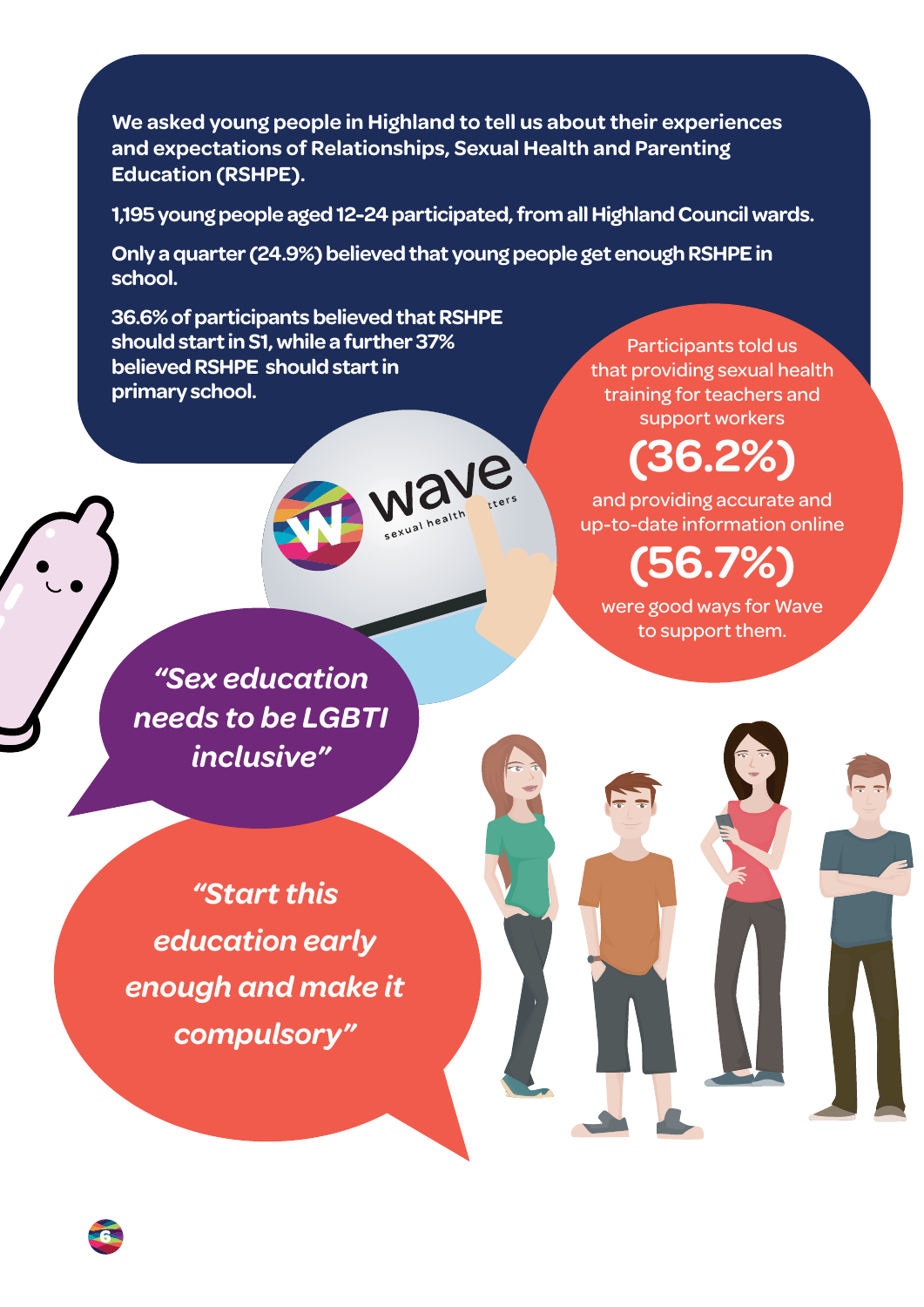**We asked young people in Highland to tell us about their experiences and expectations of Relationships, Sexual Health and Parenting Education (RSHPE).**

**1,195 young people aged 12-24 participated, from all Highland Council wards.**

**Only a quarter (24.9%) believed that young people get enough RSHPE in school.**

**36.6% of participants believed that RSHPE should start in S1, while a further 37% believed RSHPE should start in primary school.**

Participants told us that providing sexual health training for teachers and support workers

**(36.2%)**

and providing accurate and up-to-date information online

**(56.7%)**

were good ways for Wave to support them.

***"Sex education needs to be LGBTI inclusive"***

***"Start this education early enough and make it compulsory"***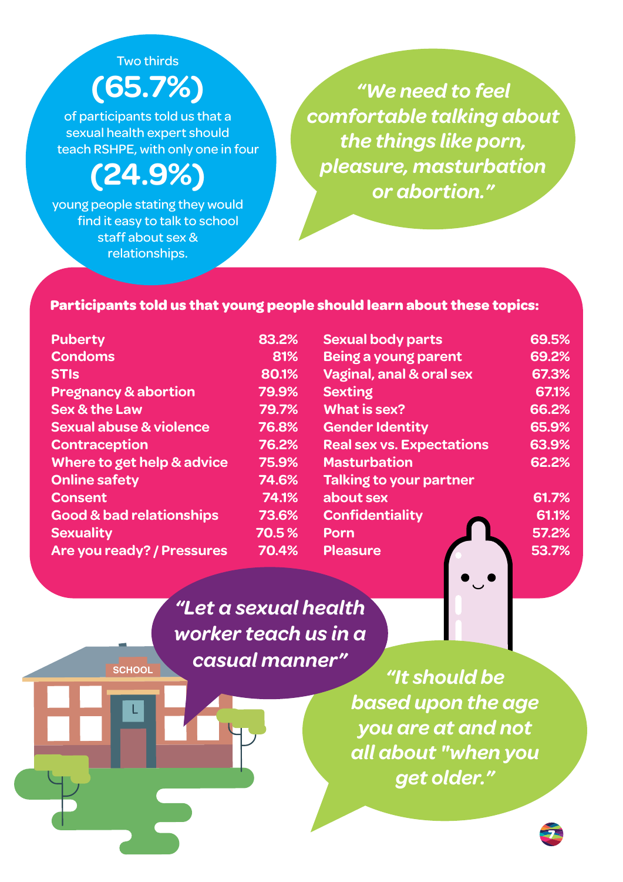Two thirds **(65.7%)** of participants told us that a sexual health expert should teach RSHPE, with only one in four **(24.9%)** young people stating they would find it easy to talk to school staff about sex & relationships.

> *"We need to feel comfortable talking about the things like porn, pleasure, masturbation or abortion."*

**Participants told us that young people should learn about these topics:**

| Topic | % | Topic | % |
|---|---|---|---|
| Puberty | 83.2% | Sexual body parts | 69.5% |
| Condoms | 81% | Being a young parent | 69.2% |
| STIs | 80.1% | Vaginal, anal & oral sex | 67.3% |
| Pregnancy & abortion | 79.9% | Sexting | 67.1% |
| Sex & the Law | 79.7% | What is sex? | 66.2% |
| Sexual abuse & violence | 76.8% | Gender Identity | 65.9% |
| Contraception | 76.2% | Real sex vs. Expectations | 63.9% |
| Where to get help & advice | 75.9% | Masturbation | 62.2% |
| Online safety | 74.6% | Talking to your partner about sex | 61.7% |
| Consent | 74.1% | Confidentiality | 61.1% |
| Good & bad relationships | 73.6% | Porn | 57.2% |
| Sexuality | 70.5 % | Pleasure | 53.7% |
| Are you ready? / Pressures | 70.4% | | |

> *"Let a sexual health worker teach us in a casual manner"*

> *"It should be based upon the age you are at and not all about "when you get older."*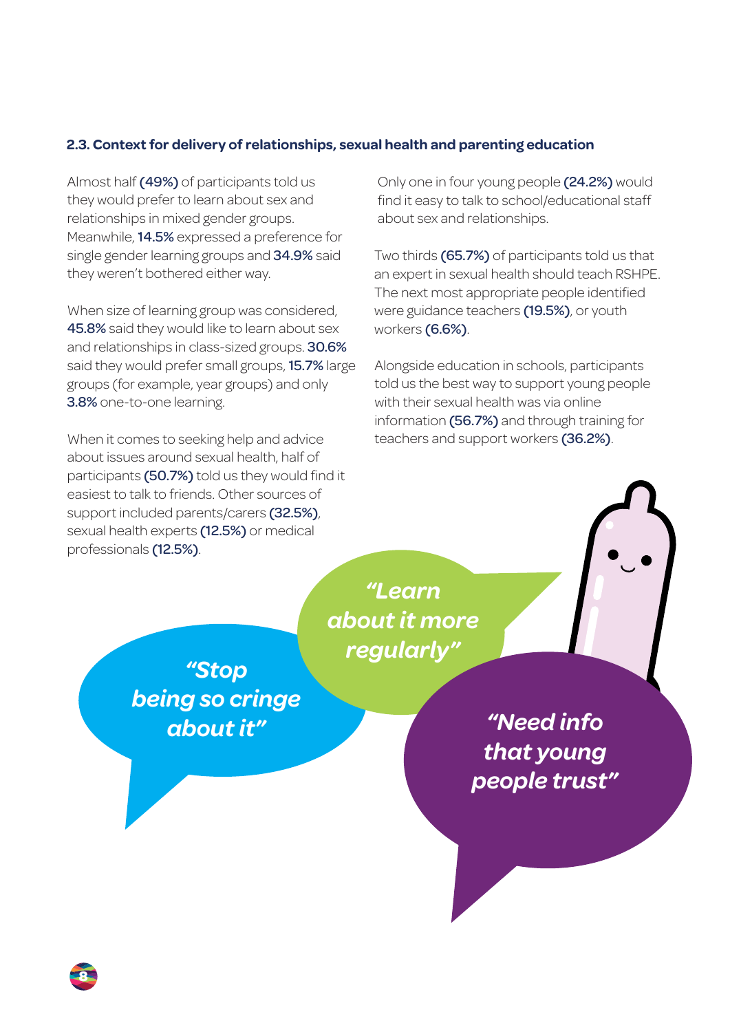### 2.3. Context for delivery of relationships, sexual health and parenting education

Almost half **(49%)** of participants told us they would prefer to learn about sex and relationships in mixed gender groups. Meanwhile, **14.5%** expressed a preference for single gender learning groups and **34.9%** said they weren't bothered either way.

When size of learning group was considered, **45.8%** said they would like to learn about sex and relationships in class-sized groups. **30.6%** said they would prefer small groups, **15.7%** large groups (for example, year groups) and only **3.8%** one-to-one learning.

When it comes to seeking help and advice about issues around sexual health, half of participants **(50.7%)** told us they would find it easiest to talk to friends. Other sources of support included parents/carers **(32.5%)**, sexual health experts **(12.5%)** or medical professionals **(12.5%)**.

Only one in four young people **(24.2%)** would find it easy to talk to school/educational staff about sex and relationships.

Two thirds **(65.7%)** of participants told us that an expert in sexual health should teach RSHPE. The next most appropriate people identified were guidance teachers **(19.5%)**, or youth workers **(6.6%)**.

Alongside education in schools, participants told us the best way to support young people with their sexual health was via online information **(56.7%)** and through training for teachers and support workers **(36.2%)**.

*"Learn about it more regularly"*

*"Stop being so cringe about it"*

*"Need info that young people trust"*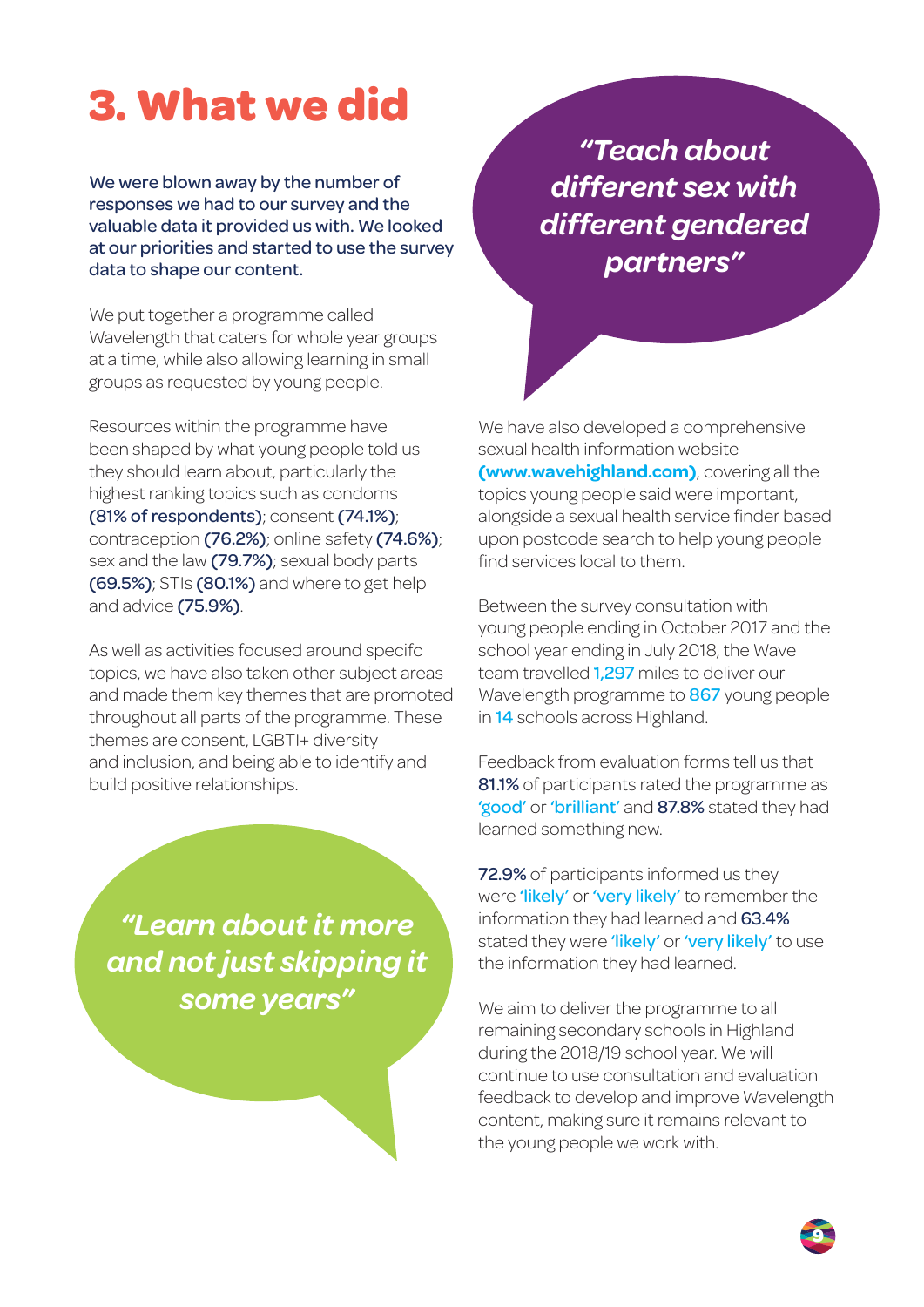# 3. What we did

**We were blown away by the number of responses we had to our survey and the valuable data it provided us with. We looked at our priorities and started to use the survey data to shape our content.**

We put together a programme called Wavelength that caters for whole year groups at a time, while also allowing learning in small groups as requested by young people.

Resources within the programme have been shaped by what young people told us they should learn about, particularly the highest ranking topics such as condoms **(81% of respondents)**; consent **(74.1%)**; contraception **(76.2%)**; online safety **(74.6%)**; sex and the law **(79.7%)**; sexual body parts **(69.5%)**; STIs **(80.1%)** and where to get help and advice **(75.9%)**.

As well as activities focused around specifc topics, we have also taken other subject areas and made them key themes that are promoted throughout all parts of the programme. These themes are consent, LGBTI+ diversity and inclusion, and being able to identify and build positive relationships.

*"Learn about it more and not just skipping it some years"*

*"Teach about different sex with different gendered partners"*

We have also developed a comprehensive sexual health information website **(www.wavehighland.com)**, covering all the topics young people said were important, alongside a sexual health service finder based upon postcode search to help young people find services local to them.

Between the survey consultation with young people ending in October 2017 and the school year ending in July 2018, the Wave team travelled 1,297 miles to deliver our Wavelength programme to 867 young people in 14 schools across Highland.

Feedback from evaluation forms tell us that **81.1%** of participants rated the programme as 'good' or 'brilliant' and **87.8%** stated they had learned something new.

**72.9%** of participants informed us they were 'likely' or 'very likely' to remember the information they had learned and **63.4%** stated they were 'likely' or 'very likely' to use the information they had learned.

We aim to deliver the programme to all remaining secondary schools in Highland during the 2018/19 school year. We will continue to use consultation and evaluation feedback to develop and improve Wavelength content, making sure it remains relevant to the young people we work with.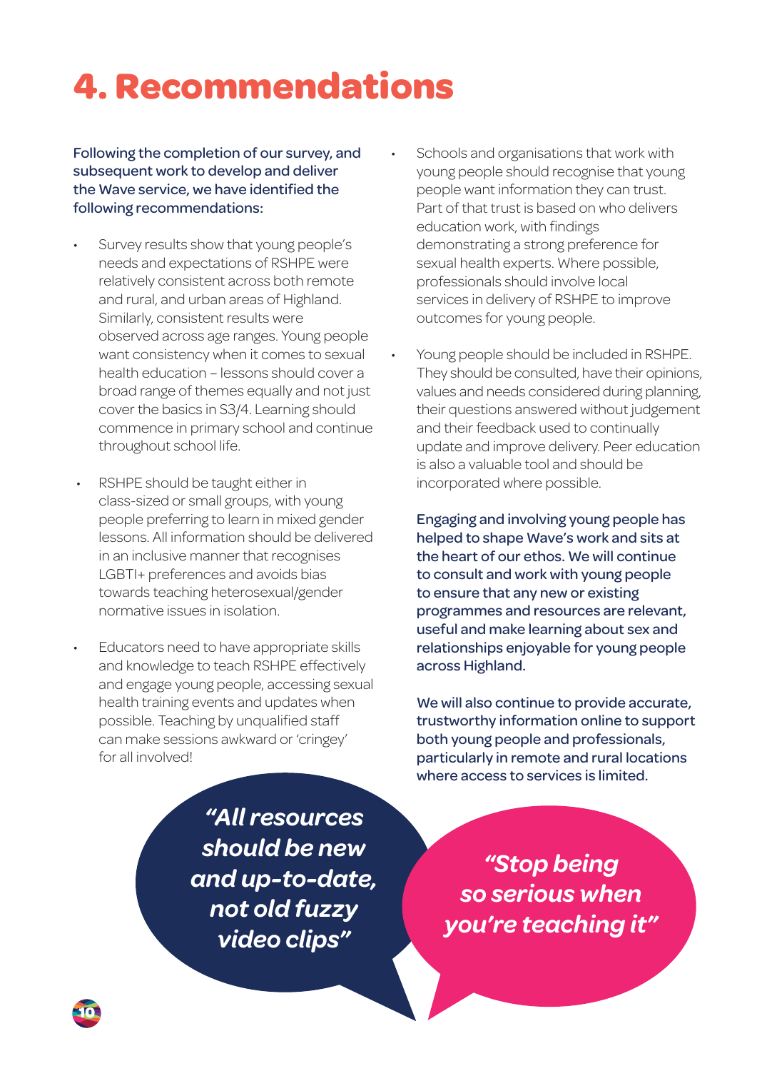# 4. Recommendations

Following the completion of our survey, and subsequent work to develop and deliver the Wave service, we have identified the following recommendations:

- Survey results show that young people's needs and expectations of RSHPE were relatively consistent across both remote and rural, and urban areas of Highland. Similarly, consistent results were observed across age ranges. Young people want consistency when it comes to sexual health education – lessons should cover a broad range of themes equally and not just cover the basics in S3/4. Learning should commence in primary school and continue throughout school life.
- RSHPE should be taught either in class-sized or small groups, with young people preferring to learn in mixed gender lessons. All information should be delivered in an inclusive manner that recognises LGBTI+ preferences and avoids bias towards teaching heterosexual/gender normative issues in isolation.
- Educators need to have appropriate skills and knowledge to teach RSHPE effectively and engage young people, accessing sexual health training events and updates when possible. Teaching by unqualified staff can make sessions awkward or 'cringey' for all involved!
- Schools and organisations that work with young people should recognise that young people want information they can trust. Part of that trust is based on who delivers education work, with findings demonstrating a strong preference for sexual health experts. Where possible, professionals should involve local services in delivery of RSHPE to improve outcomes for young people.
- Young people should be included in RSHPE. They should be consulted, have their opinions, values and needs considered during planning, their questions answered without judgement and their feedback used to continually update and improve delivery. Peer education is also a valuable tool and should be incorporated where possible.

Engaging and involving young people has helped to shape Wave's work and sits at the heart of our ethos. We will continue to consult and work with young people to ensure that any new or existing programmes and resources are relevant, useful and make learning about sex and relationships enjoyable for young people across Highland.

We will also continue to provide accurate, trustworthy information online to support both young people and professionals, particularly in remote and rural locations where access to services is limited.

***"All resources should be new and up-to-date, not old fuzzy video clips"***

***"Stop being so serious when you're teaching it"***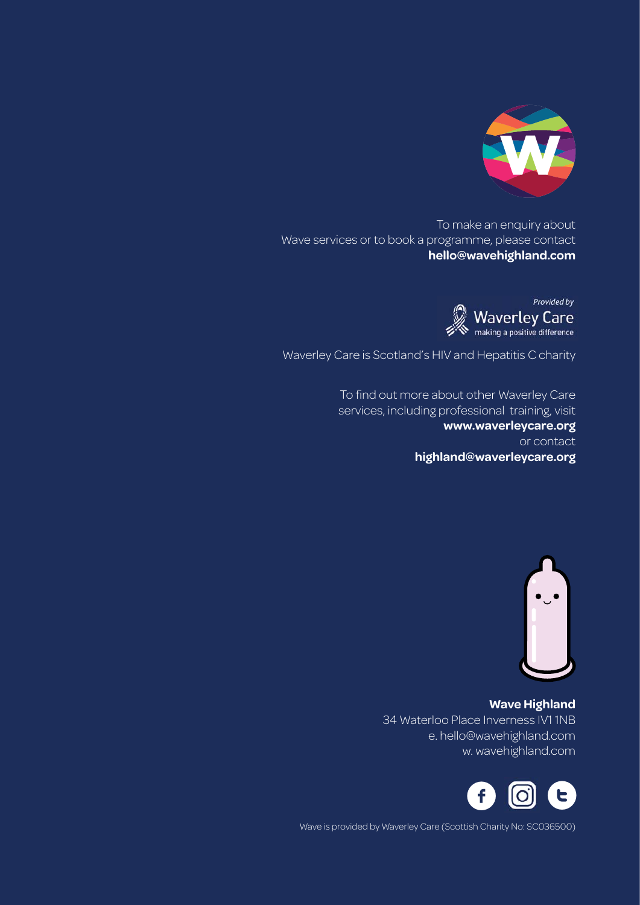To make an enquiry about Wave services or to book a programme, please contact **hello@wavehighland.com**

*Provided by* Waverley Care
making a positive difference

Waverley Care is Scotland's HIV and Hepatitis C charity

To find out more about other Waverley Care services, including professional training, visit **www.waverleycare.org** or contact **highland@waverleycare.org**

**Wave Highland**
34 Waterloo Place Inverness IV1 1NB
e. hello@wavehighland.com
w. wavehighland.com

Wave is provided by Waverley Care (Scottish Charity No: SC036500)